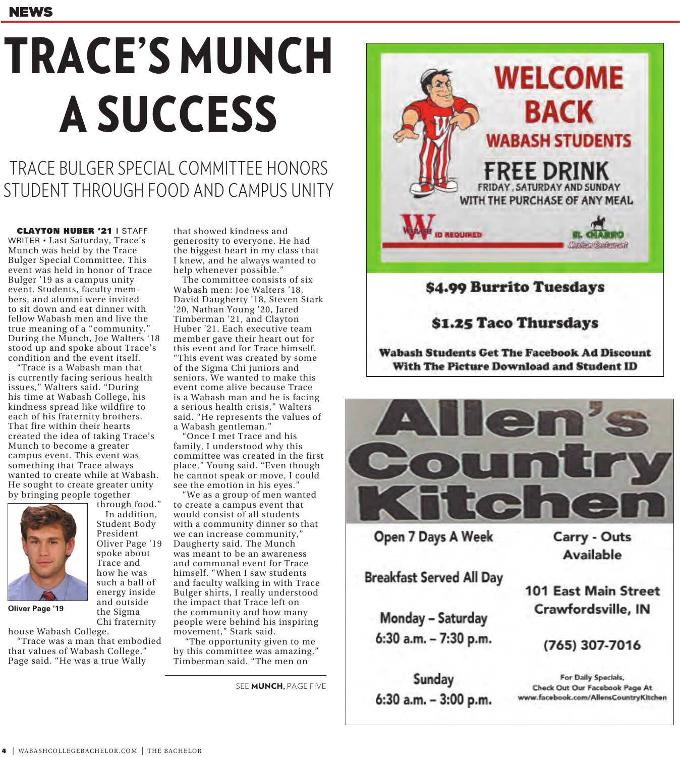# TRACE'S MUNCH A SUCCESS

## TRACE BULGER SPECIAL COMMITTEE HONORS STUDENT THROUGH FOOD AND CAMPUS UNITY

**CLAYTON HUBER '21** | STAFF WRITER • Last Saturday, Trace's Munch was held by the Trace Bulger Special Committee. This event was held in honor of Trace Bulger '19 as a campus unity event. Students, faculty members, and alumni were invited to sit down and eat dinner with fellow Wabash men and live the true meaning of a "community." During the Munch, Joe Walters '18 stood up and spoke about Trace's condition and the event itself.

"Trace is a Wabash man that is currently facing serious health issues," Walters said. "During his time at Wabash College, his kindness spread like wildfire to each of his fraternity brothers. That fire within their hearts created the idea of taking Trace's Munch to become a greater campus event. This event was something that Trace always wanted to create while at Wabash. He sought to create greater unity by bringing people together through food."

Oliver Page '19

In addition, Student Body President Oliver Page '19 spoke about Trace and how he was such a ball of energy inside and outside the Sigma Chi fraternity house Wabash College.

"Trace was a man that embodied that values of Wabash College," Page said. "He was a true Wally that showed kindness and generosity to everyone. He had the biggest heart in my class that I knew, and he always wanted to help whenever possible."

The committee consists of six Wabash men: Joe Walters '18, David Daugherty '18, Steven Stark '20, Nathan Young '20, Jared Timberman '21, and Clayton Huber '21. Each executive team member gave their heart out for this event and for Trace himself. "This event was created by some of the Sigma Chi juniors and seniors. We wanted to make this event come alive because Trace is a Wabash man and he is facing a serious health crisis," Walters said. "He represents the values of a Wabash gentleman."

"Once I met Trace and his family, I understood why this committee was created in the first place," Young said. "Even though he cannot speak or move, I could see the emotion in his eyes."

"We as a group of men wanted to create a campus event that would consist of all students with a community dinner so that we can increase community," Daugherty said. The Munch was meant to be an awareness and communal event for Trace himself. "When I saw students and faculty walking in with Trace Bulger shirts, I really understood the impact that Trace left on the community and how many people were behind his inspiring movement," Stark said.

"The opportunity given to me by this committee was amazing," Timberman said. "The men on

SEE **MUNCH,** PAGE FIVE

---

WELCOME BACK WABASH STUDENTS

FREE DRINK FRIDAY, SATURDAY AND SUNDAY WITH THE PURCHASE OF ANY MEAL

ID REQUIRED

EL CHARRO Mexican Restaurant

**$4.99 Burrito Tuesdays**

**$1.25 Taco Thursdays**

**Wabash Students Get The Facebook Ad Discount With The Picture Download and Student ID**

---

# Allen's Country Kitchen

Open 7 Days A Week

Carry - Outs Available

Breakfast Served All Day

101 East Main Street
Crawfordsville, IN

Monday – Saturday
6:30 a.m. – 7:30 p.m.

(765) 307-7016

Sunday
6:30 a.m. – 3:00 p.m.

For Daily Specials, Check Out Our Facebook Page At www.facebook.com/AllensCountryKitchen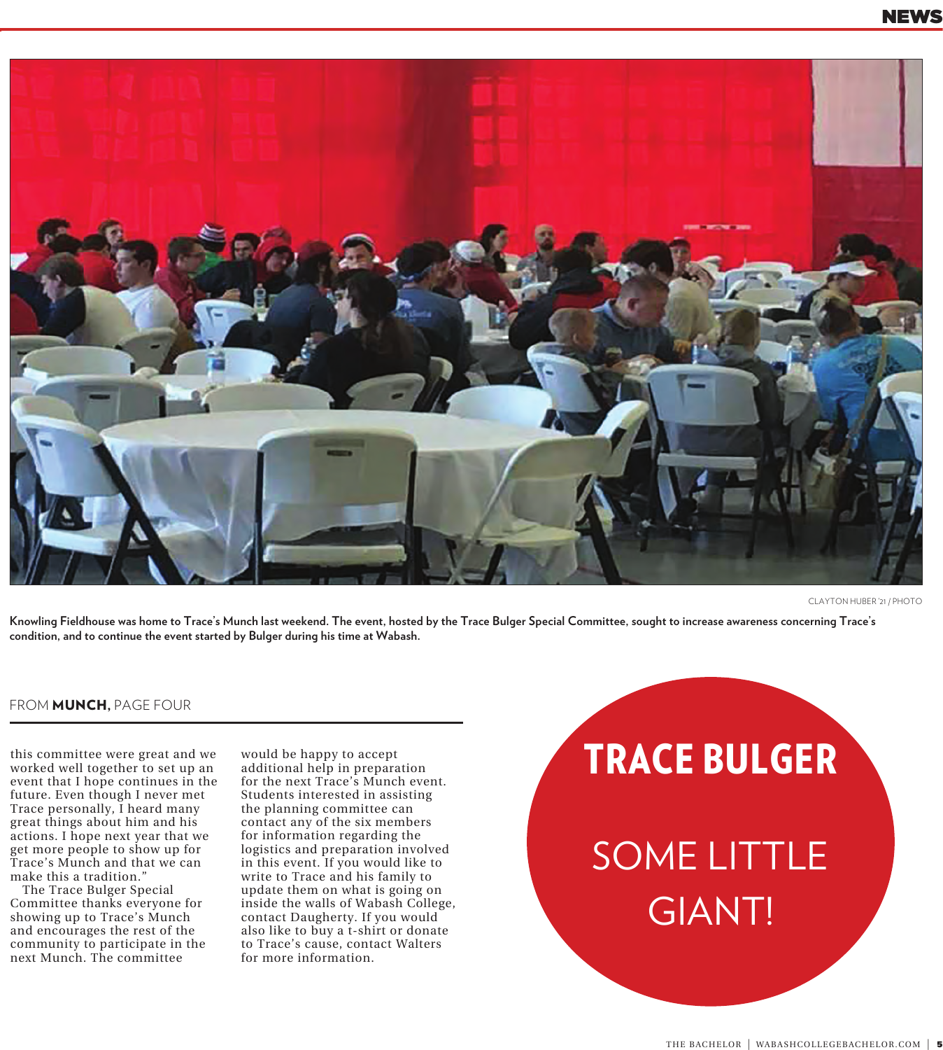CLAYTON HUBER '21 / PHOTO

**Knowling Fieldhouse was home to Trace's Munch last weekend. The event, hosted by the Trace Bulger Special Committee, sought to increase awareness concerning Trace's condition, and to continue the event started by Bulger during his time at Wabash.**

FROM **MUNCH,** PAGE FOUR

this committee were great and we worked well together to set up an event that I hope continues in the future. Even though I never met Trace personally, I heard many great things about him and his actions. I hope next year that we get more people to show up for Trace's Munch and that we can make this a tradition."

The Trace Bulger Special Committee thanks everyone for showing up to Trace's Munch and encourages the rest of the community to participate in the next Munch. The committee would be happy to accept additional help in preparation for the next Trace's Munch event. Students interested in assisting the planning committee can contact any of the six members for information regarding the logistics and preparation involved in this event. If you would like to write to Trace and his family to update them on what is going on inside the walls of Wabash College, contact Daugherty. If you would also like to buy a t-shirt or donate to Trace's cause, contact Walters for more information.

**TRACE BULGER**

SOME LITTLE GIANT!